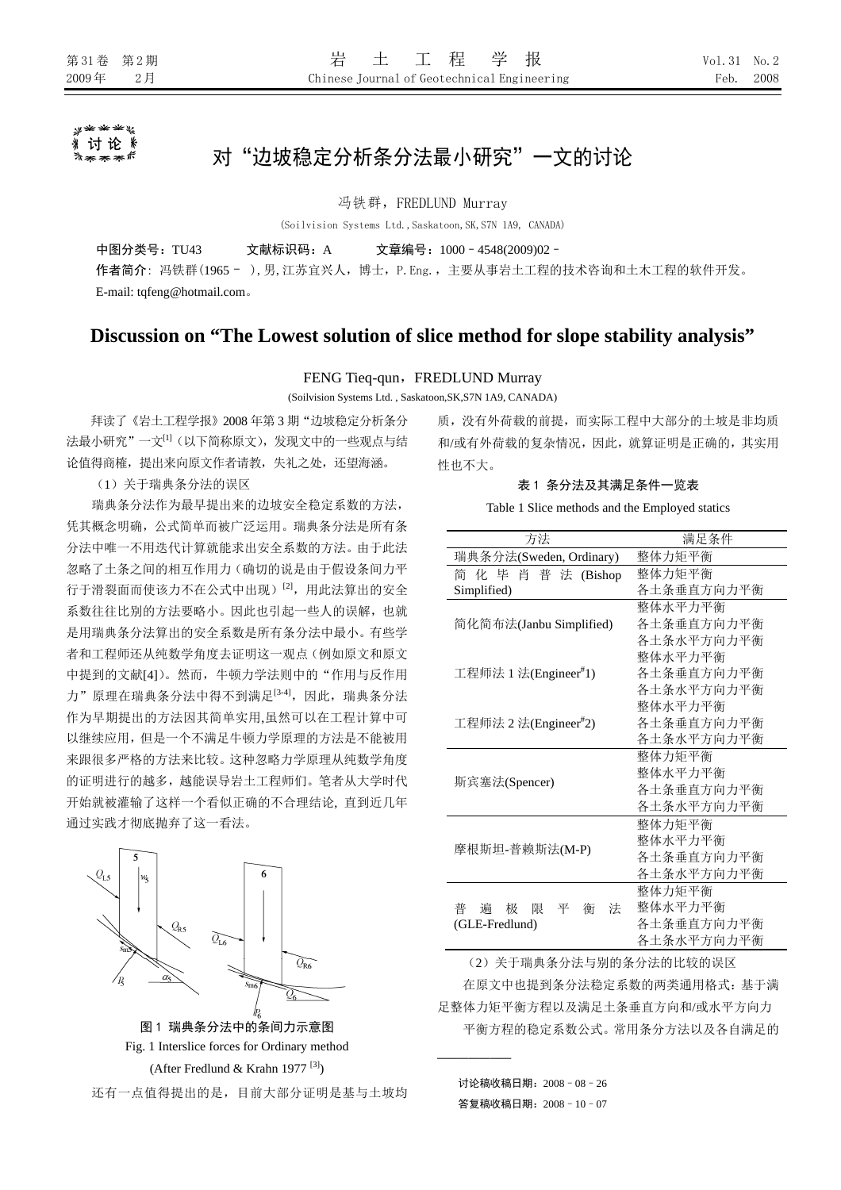讨论

# 对“边坡稳定分析条分法最小研究”一文的讨论

冯铁群，FREDLUND Murray

(Soilvision Systems Ltd., Saskatoon, SK, S7N 1A9, CANADA)

**中图分类号**：TU43　　**文献标识码**：A　　**文章编号**：1000–4548(2009)02–

**作者简介**：冯铁群(1965– )，男，江苏宜兴人，博士，P.Eng.，主要从事岩土工程的技术咨询和土木工程的软件开发。E-mail: tqfeng@hotmail.com。

## Discussion on “The Lowest solution of slice method for slope stability analysis”

FENG Tieq-qun，FREDLUND Murray

(Soilvision Systems Ltd., Saskatoon, SK, S7N 1A9, CANADA)

拜读了《岩土工程学报》2008 年第 3 期“边坡稳定分析条分法最小研究”一文[1]（以下简称原文），发现文中的一些观点与结论值得商榷，提出来向原文作者请教，失礼之处，还望海涵。

（1）关于瑞典条分法的误区

瑞典条分法作为最早提出来的边坡安全稳定系数的方法，凭其概念明确，公式简单而被广泛运用。瑞典条分法是所有条分法中唯一不用迭代计算就能求出安全系数的方法。由于此法忽略了土条之间的相互作用力（确切的说是由于假设条间力平行于滑裂面而使该力不在公式中出现）[2]，用此法算出的安全系数往往比别的方法要略小。因此也引起一些人的误解，也就是用瑞典条分法算出的安全系数是所有条分法中最小。有些学者和工程师还从纯数学角度去证明这一观点（例如原文和原文中提到的文献[4]）。然而，牛顿力学法则中的“作用与反作用力”原理在瑞典条分法中得不到满足[3-4]，因此，瑞典条分法作为早期提出的方法因其简单实用,虽然可以在工程计算中可以继续应用，但是一个不满足牛顿力学原理的方法是不能被用来跟很多严格的方法来比较。这种忽略力学原理从纯数学角度的证明进行的越多，越能误导岩土工程师们。笔者从大学时代开始就被灌输了这样一个看似正确的不合理结论，直到近几年通过实践才彻底抛弃了这一看法。

图 1 瑞典条分法中的条间力示意图

Fig. 1 Interslice forces for Ordinary method

(After Fredlund & Krahn 1977 [3])

还有一点值得提出的是，目前大部分证明是基与土坡均质，没有外荷载的前提，而实际工程中大部分的土坡是非均质和/或有外荷载的复杂情况，因此，就算证明是正确的，其实用性也不大。

表 1 条分法及其满足条件一览表

Table 1 Slice methods and the Employed statics

| 方法 | 满足条件 |
|---|---|
| 瑞典条分法(Sweden, Ordinary) | 整体力矩平衡 |
| 简化毕肖普法 (Bishop Simplified) | 整体力矩平衡<br>各土条垂直方向力平衡 |
| 简化简布法(Janbu Simplified) | 整体水平力平衡<br>各土条垂直方向力平衡<br>各土条水平方向力平衡 |
| 工程师法 1 法(Engineer#1) | 整体水平力平衡<br>各土条垂直方向力平衡<br>各土条水平方向力平衡 |
| 工程师法 2 法(Engineer#2) | 整体水平力平衡<br>各土条垂直方向力平衡<br>各土条水平方向力平衡 |
| 斯宾塞法(Spencer) | 整体力矩平衡<br>整体水平力平衡<br>各土条垂直方向力平衡<br>各土条水平方向力平衡 |
| 摩根斯坦-普赖斯法(M-P) | 整体力矩平衡<br>整体水平力平衡<br>各土条垂直方向力平衡<br>各土条水平方向力平衡 |
| 普遍极限平衡法 (GLE-Fredlund) | 整体力矩平衡<br>整体水平力平衡<br>各土条垂直方向力平衡<br>各土条水平方向力平衡 |

（2）关于瑞典条分法与别的条分法的比较的误区

在原文中也提到条分法稳定系数的两类通用格式：基于满足整体力矩平衡方程以及满足土条垂直方向和/或水平方向力平衡方程的稳定系数公式。常用条分方法以及各自满足的

讨论稿收稿日期：2008–08–26

答复稿收稿日期：2008–10–07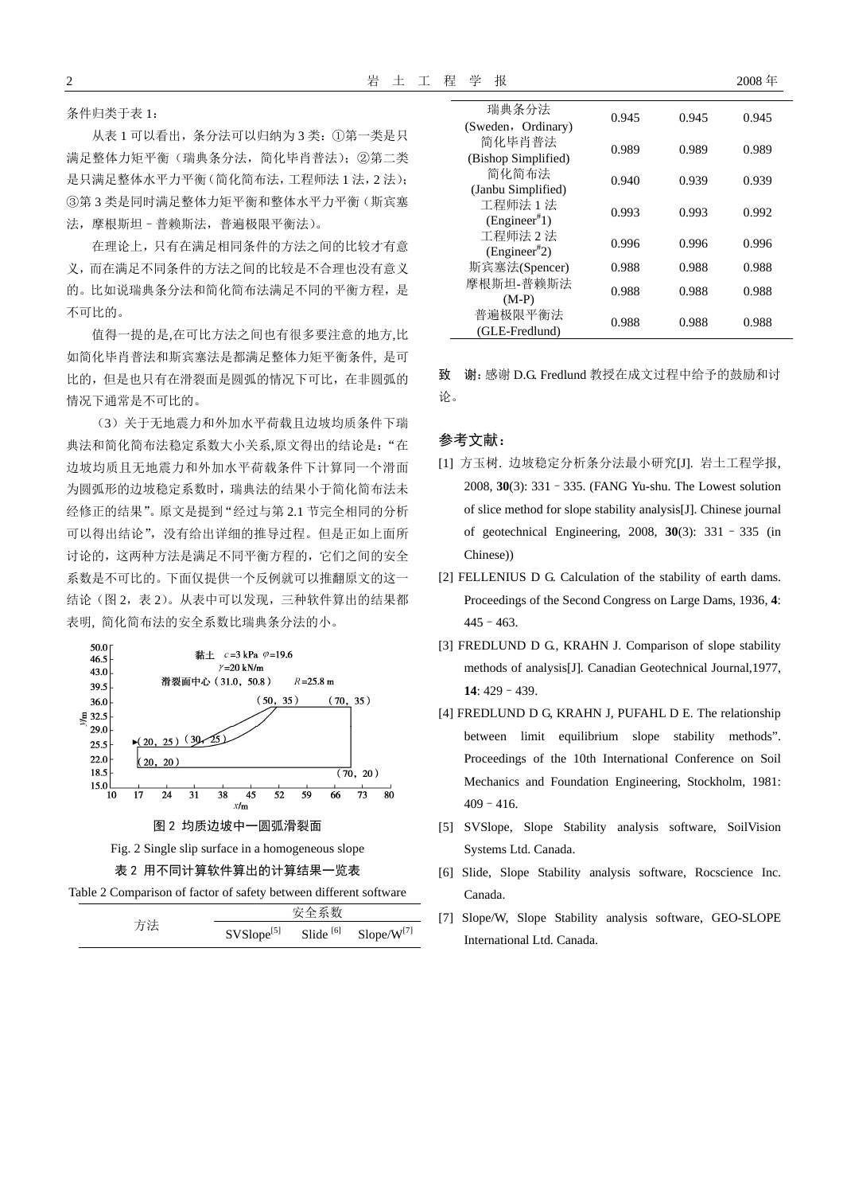条件归类于表 1：

从表 1 可以看出，条分法可以归纳为 3 类：①第一类是只满足整体力矩平衡（瑞典条分法，简化毕肖普法）；②第二类是只满足整体水平力平衡（简化简布法，工程师法 1 法，2 法）；③第 3 类是同时满足整体力矩平衡和整体水平力平衡（斯宾塞法，摩根斯坦－普赖斯法，普遍极限平衡法）。

在理论上，只有在满足相同条件的方法之间的比较才有意义，而在满足不同条件的方法之间的比较是不合理也没有意义的。比如说瑞典条分法和简化简布法满足不同的平衡方程，是不可比的。

值得一提的是,在可比方法之间也有很多要注意的地方,比如简化毕肖普法和斯宾塞法是都满足整体力矩平衡条件，是可比的，但是也只有在滑裂面是圆弧的情况下可比，在非圆弧的情况下通常是不可比的。

（3）关于无地震力和外加水平荷载且边坡均质条件下瑞典法和简化简布法稳定系数大小关系,原文得出的结论是：“在边坡均质且无地震力和外加水平荷载条件下计算同一个滑面为圆弧形的边坡稳定系数时，瑞典法的结果小于简化简布法未经修正的结果”。原文是提到“经过与第 2.1 节完全相同的分析可以得出结论”，没有给出详细的推导过程。但是正如上面所讨论的，这两种方法是满足不同平衡方程的，它们之间的安全系数是不可比的。下面仅提供一个反例就可以推翻原文的这一结论（图 2，表 2）。从表中可以发现，三种软件算出的结果都表明，简化简布法的安全系数比瑞典条分法的小。

黏土 $c$=3 kPa $\varphi$=19.6
$\gamma$=20 kN/m
滑裂面中心（31.0，50.8） $R$=25.8 m
（50，35） （70，35）
（20，25）（30，25）
（20，20）
（70，20）
$y$/m
50.0 46.5 43.0 39.5 36.0 32.5 29.0 25.5 22.0 18.5 15.0
$x$/m
10 17 24 31 38 45 52 59 66 73 80

图 2 均质边坡中一圆弧滑裂面

Fig. 2 Single slip surface in a homogeneous slope

表 2 用不同计算软件算出的计算结果一览表

Table 2 Comparison of factor of safety between different software

| 方法 | 安全系数 | | |
|---|---|---|---|
| | SVSlope[5] | Slide [6] | Slope/W[7] |
| 瑞典条分法 (Sweden，Ordinary) | 0.945 | 0.945 | 0.945 |
| 简化毕肖普法 (Bishop Simplified) | 0.989 | 0.989 | 0.989 |
| 简化简布法 (Janbu Simplified) | 0.940 | 0.939 | 0.939 |
| 工程师法 1 法 (Engineer#1) | 0.993 | 0.993 | 0.992 |
| 工程师法 2 法 (Engineer#2) | 0.996 | 0.996 | 0.996 |
| 斯宾塞法(Spencer) | 0.988 | 0.988 | 0.988 |
| 摩根斯坦-普赖斯法 (M-P) | 0.988 | 0.988 | 0.988 |
| 普遍极限平衡法 (GLE-Fredlund) | 0.988 | 0.988 | 0.988 |

**致　谢:** 感谢 D.G. Fredlund 教授在成文过程中给予的鼓励和讨论。

## 参考文献：

[1] 方玉树. 边坡稳定分析条分法最小研究[J]. 岩土工程学报, 2008, **30**(3): 331－335. (FANG Yu-shu. The Lowest solution of slice method for slope stability analysis[J]. Chinese journal of geotechnical Engineering, 2008, **30**(3): 331－335 (in Chinese))

[2] FELLENIUS D G. Calculation of the stability of earth dams. Proceedings of the Second Congress on Large Dams, 1936, **4**: 445－463.

[3] FREDLUND D G., KRAHN J. Comparison of slope stability methods of analysis[J]. Canadian Geotechnical Journal,1977, **14**: 429－439.

[4] FREDLUND D G, KRAHN J, PUFAHL D E. The relationship between limit equilibrium slope stability methods". Proceedings of the 10th International Conference on Soil Mechanics and Foundation Engineering, Stockholm, 1981: 409－416.

[5] SVSlope, Slope Stability analysis software, SoilVision Systems Ltd. Canada.

[6] Slide, Slope Stability analysis software, Rocscience Inc. Canada.

[7] Slope/W, Slope Stability analysis software, GEO-SLOPE International Ltd. Canada.